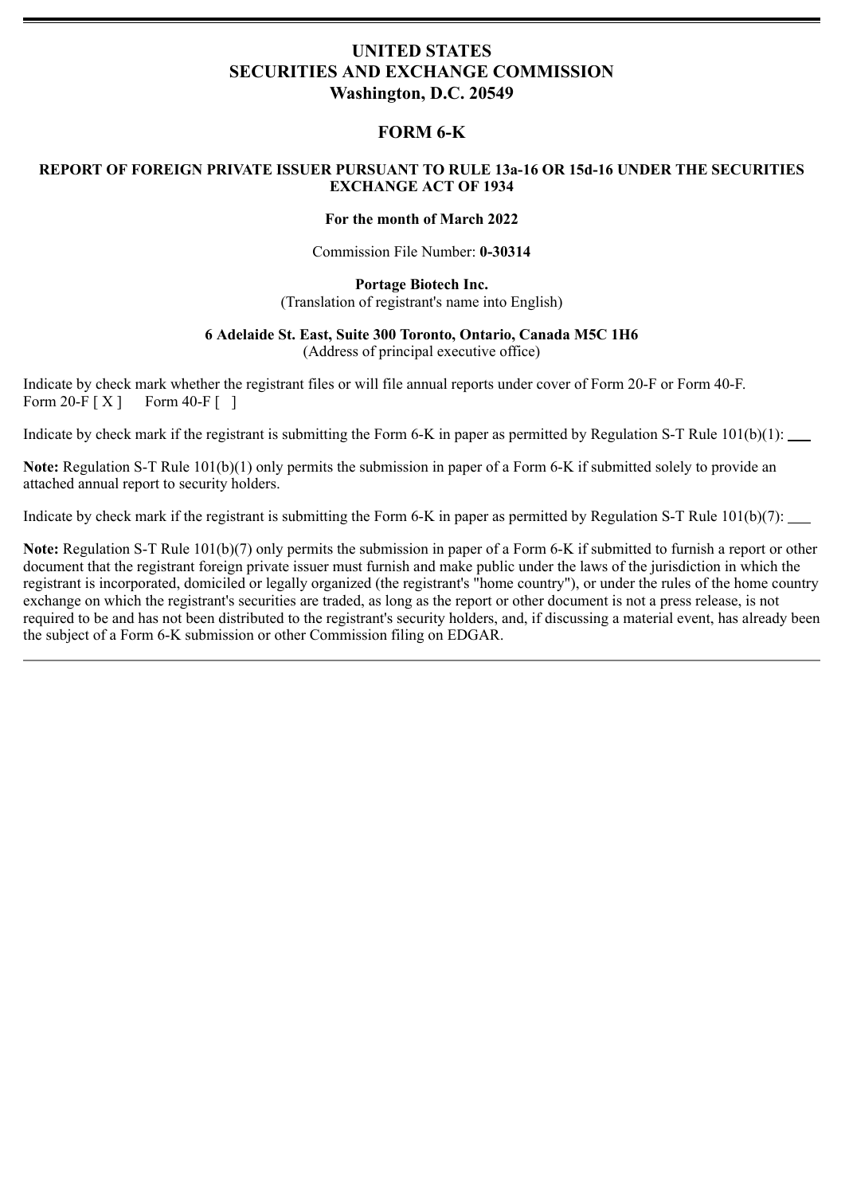# UNITED STATES
# SECURITIES AND EXCHANGE COMMISSION
# Washington, D.C. 20549

## FORM 6-K

**REPORT OF FOREIGN PRIVATE ISSUER PURSUANT TO RULE 13a-16 OR 15d-16 UNDER THE SECURITIES EXCHANGE ACT OF 1934**

**For the month of March 2022**

Commission File Number: **0-30314**

**Portage Biotech Inc.**
(Translation of registrant's name into English)

**6 Adelaide St. East, Suite 300 Toronto, Ontario, Canada M5C 1H6**
(Address of principal executive office)

Indicate by check mark whether the registrant files or will file annual reports under cover of Form 20-F or Form 40-F.
Form 20-F [ X ]     Form 40-F [  ]

Indicate by check mark if the registrant is submitting the Form 6-K in paper as permitted by Regulation S-T Rule 101(b)(1): ___

**Note:** Regulation S-T Rule 101(b)(1) only permits the submission in paper of a Form 6-K if submitted solely to provide an attached annual report to security holders.

Indicate by check mark if the registrant is submitting the Form 6-K in paper as permitted by Regulation S-T Rule 101(b)(7): ___

**Note:** Regulation S-T Rule 101(b)(7) only permits the submission in paper of a Form 6-K if submitted to furnish a report or other document that the registrant foreign private issuer must furnish and make public under the laws of the jurisdiction in which the registrant is incorporated, domiciled or legally organized (the registrant's "home country"), or under the rules of the home country exchange on which the registrant's securities are traded, as long as the report or other document is not a press release, is not required to be and has not been distributed to the registrant's security holders, and, if discussing a material event, has already been the subject of a Form 6-K submission or other Commission filing on EDGAR.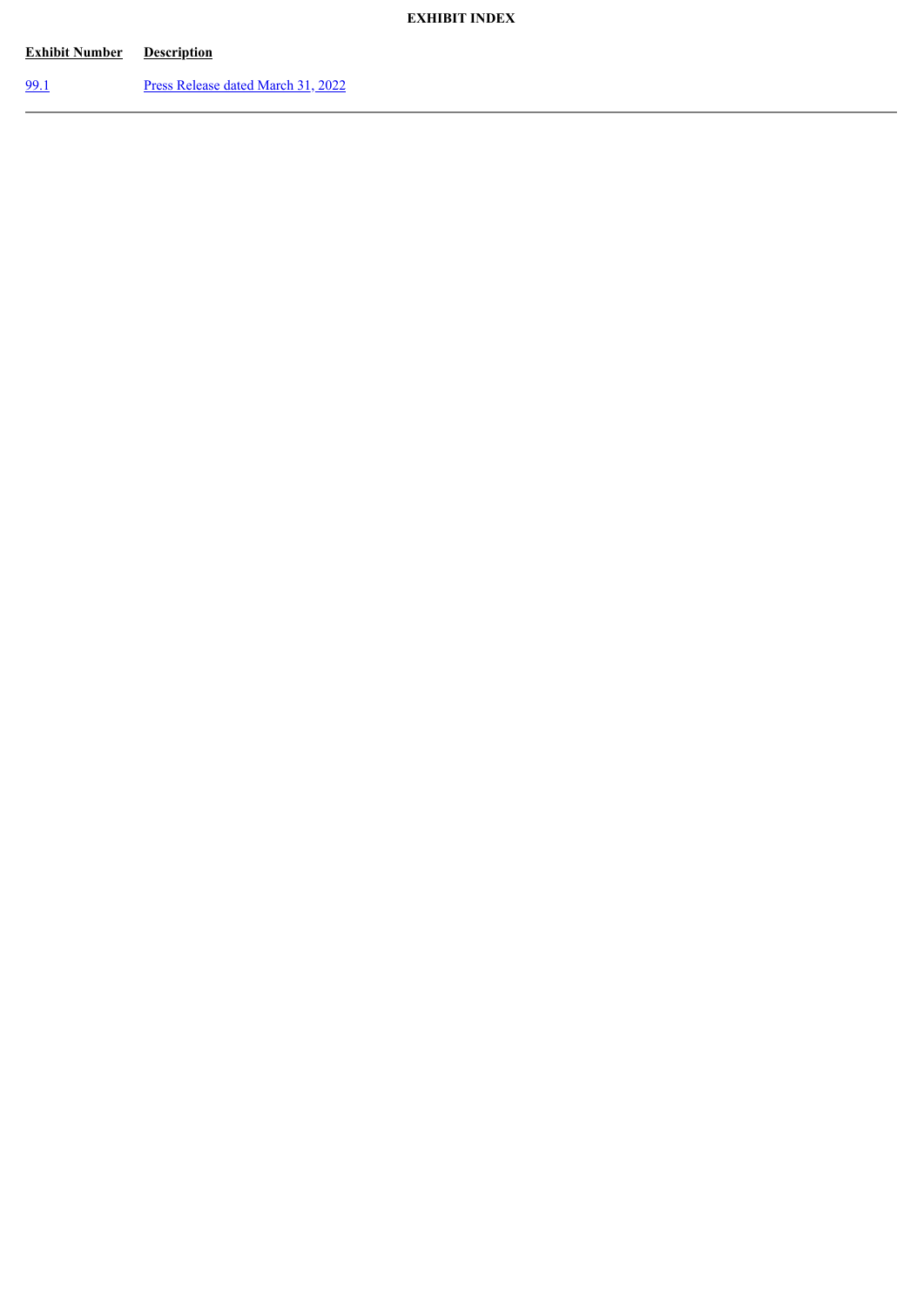**EXHIBIT INDEX**

| Exhibit Number | Description |
|---|---|
| 99.1 | Press Release dated March 31, 2022 |

---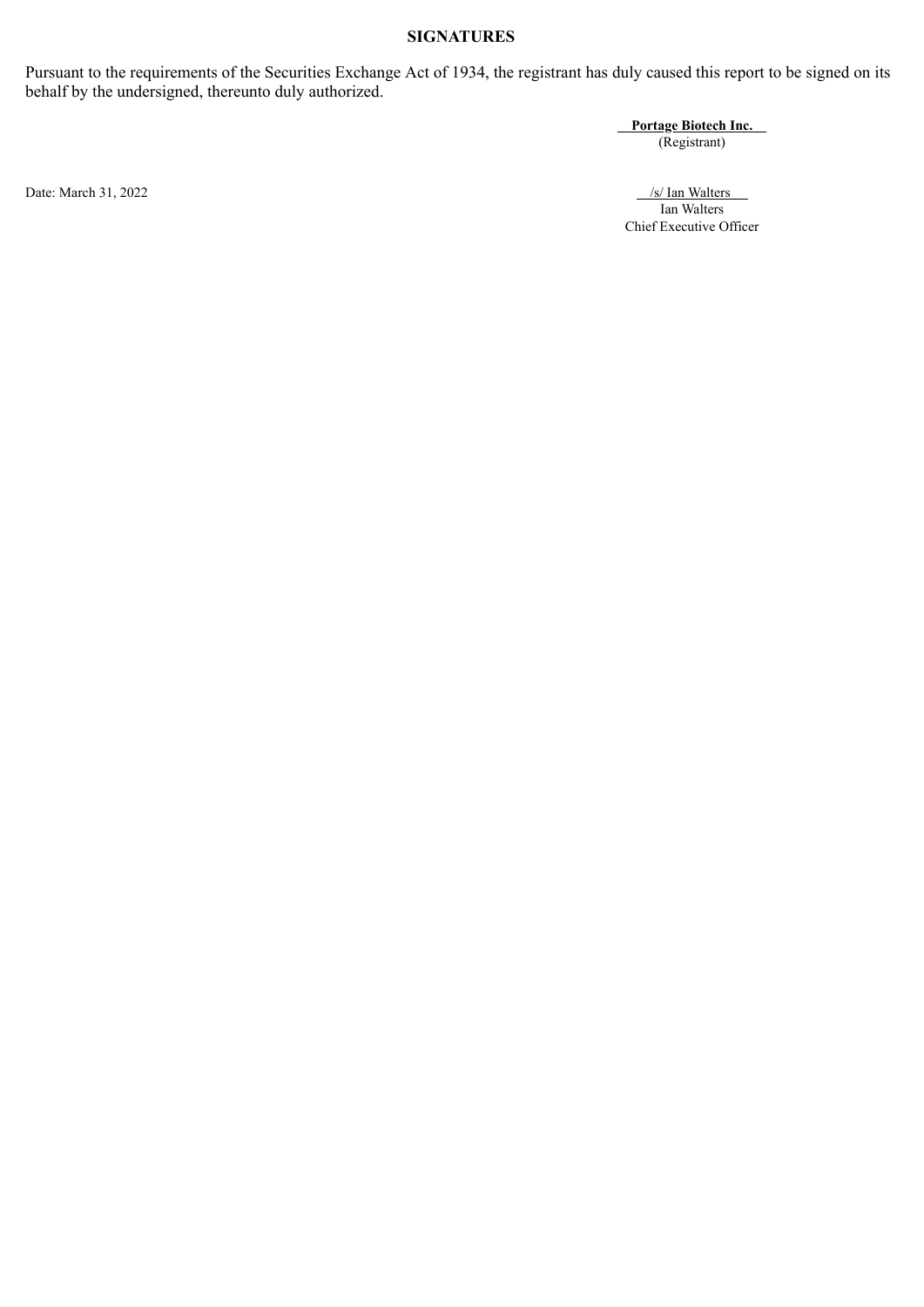## SIGNATURES

Pursuant to the requirements of the Securities Exchange Act of 1934, the registrant has duly caused this report to be signed on its behalf by the undersigned, thereunto duly authorized.

**Portage Biotech Inc.**
(Registrant)

Date: March 31, 2022

/s/ Ian Walters
Ian Walters
Chief Executive Officer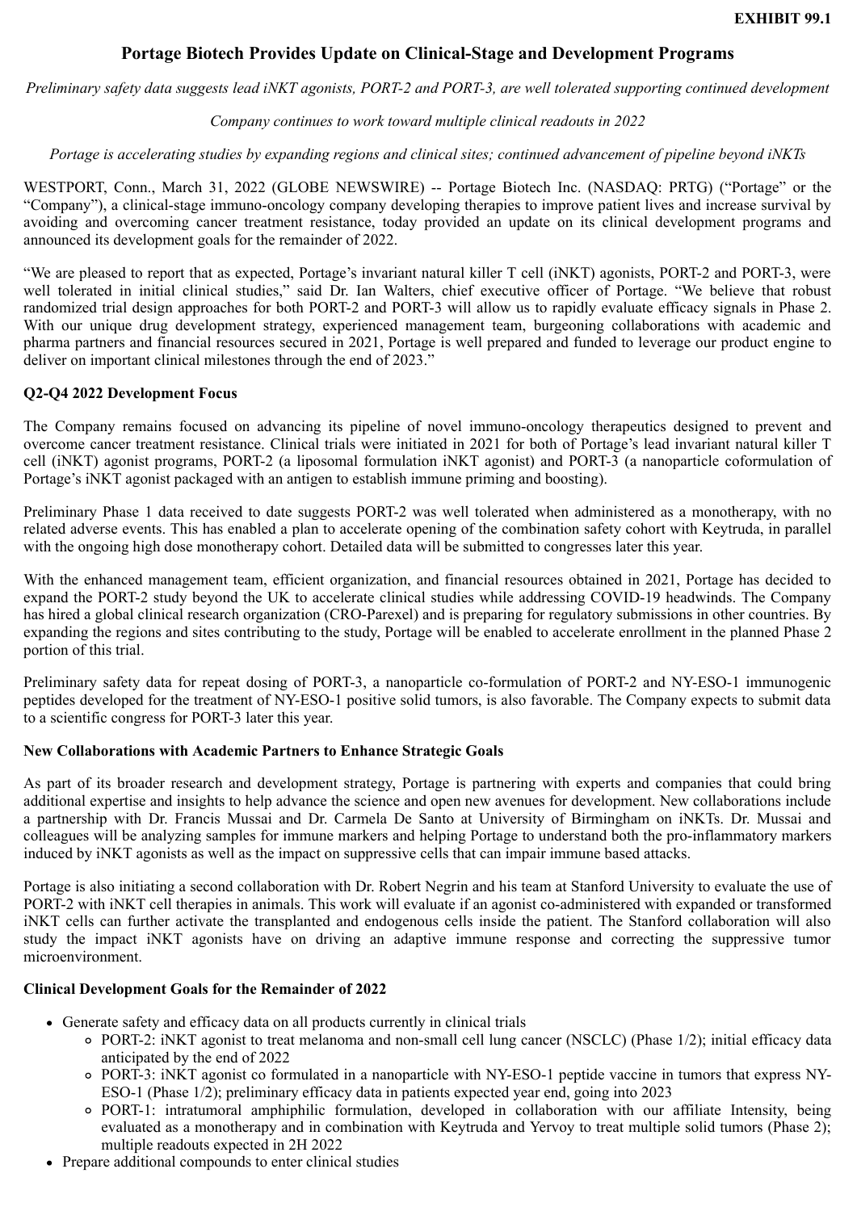**EXHIBIT 99.1**

# Portage Biotech Provides Update on Clinical-Stage and Development Programs

*Preliminary safety data suggests lead iNKT agonists, PORT-2 and PORT-3, are well tolerated supporting continued development*

*Company continues to work toward multiple clinical readouts in 2022*

*Portage is accelerating studies by expanding regions and clinical sites; continued advancement of pipeline beyond iNKTs*

WESTPORT, Conn., March 31, 2022 (GLOBE NEWSWIRE) -- Portage Biotech Inc. (NASDAQ: PRTG) ("Portage" or the "Company"), a clinical-stage immuno-oncology company developing therapies to improve patient lives and increase survival by avoiding and overcoming cancer treatment resistance, today provided an update on its clinical development programs and announced its development goals for the remainder of 2022.

"We are pleased to report that as expected, Portage's invariant natural killer T cell (iNKT) agonists, PORT-2 and PORT-3, were well tolerated in initial clinical studies," said Dr. Ian Walters, chief executive officer of Portage. "We believe that robust randomized trial design approaches for both PORT-2 and PORT-3 will allow us to rapidly evaluate efficacy signals in Phase 2. With our unique drug development strategy, experienced management team, burgeoning collaborations with academic and pharma partners and financial resources secured in 2021, Portage is well prepared and funded to leverage our product engine to deliver on important clinical milestones through the end of 2023."

**Q2-Q4 2022 Development Focus**

The Company remains focused on advancing its pipeline of novel immuno-oncology therapeutics designed to prevent and overcome cancer treatment resistance. Clinical trials were initiated in 2021 for both of Portage's lead invariant natural killer T cell (iNKT) agonist programs, PORT-2 (a liposomal formulation iNKT agonist) and PORT-3 (a nanoparticle coformulation of Portage's iNKT agonist packaged with an antigen to establish immune priming and boosting).

Preliminary Phase 1 data received to date suggests PORT-2 was well tolerated when administered as a monotherapy, with no related adverse events. This has enabled a plan to accelerate opening of the combination safety cohort with Keytruda, in parallel with the ongoing high dose monotherapy cohort. Detailed data will be submitted to congresses later this year.

With the enhanced management team, efficient organization, and financial resources obtained in 2021, Portage has decided to expand the PORT-2 study beyond the UK to accelerate clinical studies while addressing COVID-19 headwinds. The Company has hired a global clinical research organization (CRO-Parexel) and is preparing for regulatory submissions in other countries. By expanding the regions and sites contributing to the study, Portage will be enabled to accelerate enrollment in the planned Phase 2 portion of this trial.

Preliminary safety data for repeat dosing of PORT-3, a nanoparticle co-formulation of PORT-2 and NY-ESO-1 immunogenic peptides developed for the treatment of NY-ESO-1 positive solid tumors, is also favorable. The Company expects to submit data to a scientific congress for PORT-3 later this year.

**New Collaborations with Academic Partners to Enhance Strategic Goals**

As part of its broader research and development strategy, Portage is partnering with experts and companies that could bring additional expertise and insights to help advance the science and open new avenues for development. New collaborations include a partnership with Dr. Francis Mussai and Dr. Carmela De Santo at University of Birmingham on iNKTs. Dr. Mussai and colleagues will be analyzing samples for immune markers and helping Portage to understand both the pro-inflammatory markers induced by iNKT agonists as well as the impact on suppressive cells that can impair immune based attacks.

Portage is also initiating a second collaboration with Dr. Robert Negrin and his team at Stanford University to evaluate the use of PORT-2 with iNKT cell therapies in animals. This work will evaluate if an agonist co-administered with expanded or transformed iNKT cells can further activate the transplanted and endogenous cells inside the patient. The Stanford collaboration will also study the impact iNKT agonists have on driving an adaptive immune response and correcting the suppressive tumor microenvironment.

**Clinical Development Goals for the Remainder of 2022**

- Generate safety and efficacy data on all products currently in clinical trials
  - PORT-2: iNKT agonist to treat melanoma and non-small cell lung cancer (NSCLC) (Phase 1/2); initial efficacy data anticipated by the end of 2022
  - PORT-3: iNKT agonist co formulated in a nanoparticle with NY-ESO-1 peptide vaccine in tumors that express NY-ESO-1 (Phase 1/2); preliminary efficacy data in patients expected year end, going into 2023
  - PORT-1: intratumoral amphiphilic formulation, developed in collaboration with our affiliate Intensity, being evaluated as a monotherapy and in combination with Keytruda and Yervoy to treat multiple solid tumors (Phase 2); multiple readouts expected in 2H 2022
- Prepare additional compounds to enter clinical studies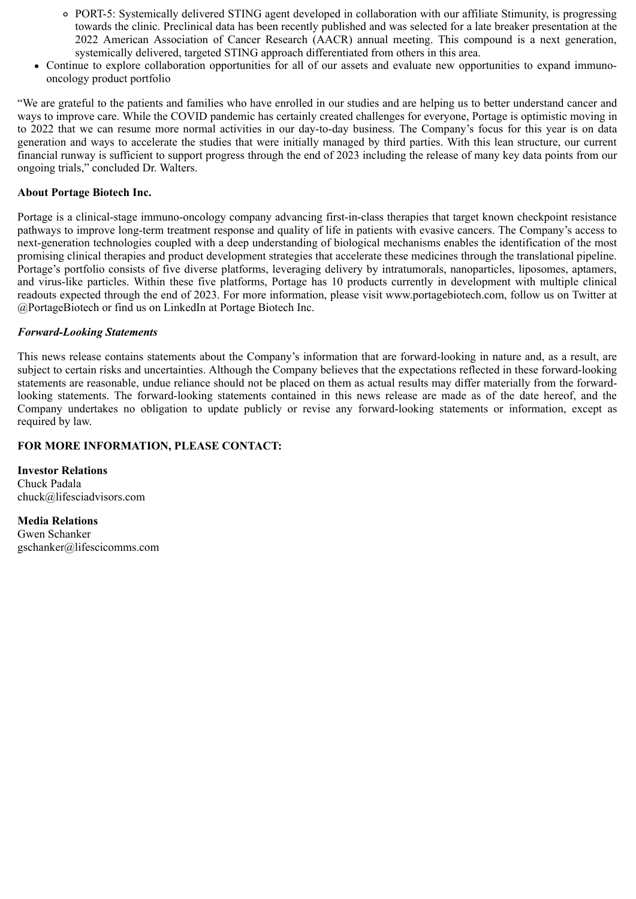- PORT-5: Systemically delivered STING agent developed in collaboration with our affiliate Stimunity, is progressing towards the clinic. Preclinical data has been recently published and was selected for a late breaker presentation at the 2022 American Association of Cancer Research (AACR) annual meeting. This compound is a next generation, systemically delivered, targeted STING approach differentiated from others in this area.
- Continue to explore collaboration opportunities for all of our assets and evaluate new opportunities to expand immuno-oncology product portfolio

"We are grateful to the patients and families who have enrolled in our studies and are helping us to better understand cancer and ways to improve care. While the COVID pandemic has certainly created challenges for everyone, Portage is optimistic moving in to 2022 that we can resume more normal activities in our day-to-day business. The Company's focus for this year is on data generation and ways to accelerate the studies that were initially managed by third parties. With this lean structure, our current financial runway is sufficient to support progress through the end of 2023 including the release of many key data points from our ongoing trials," concluded Dr. Walters.

**About Portage Biotech Inc.**

Portage is a clinical-stage immuno-oncology company advancing first-in-class therapies that target known checkpoint resistance pathways to improve long-term treatment response and quality of life in patients with evasive cancers. The Company's access to next-generation technologies coupled with a deep understanding of biological mechanisms enables the identification of the most promising clinical therapies and product development strategies that accelerate these medicines through the translational pipeline. Portage's portfolio consists of five diverse platforms, leveraging delivery by intratumorals, nanoparticles, liposomes, aptamers, and virus-like particles. Within these five platforms, Portage has 10 products currently in development with multiple clinical readouts expected through the end of 2023. For more information, please visit www.portagebiotech.com, follow us on Twitter at @PortageBiotech or find us on LinkedIn at Portage Biotech Inc.

***Forward-Looking Statements***

This news release contains statements about the Company's information that are forward-looking in nature and, as a result, are subject to certain risks and uncertainties. Although the Company believes that the expectations reflected in these forward-looking statements are reasonable, undue reliance should not be placed on them as actual results may differ materially from the forward-looking statements. The forward-looking statements contained in this news release are made as of the date hereof, and the Company undertakes no obligation to update publicly or revise any forward-looking statements or information, except as required by law.

**FOR MORE INFORMATION, PLEASE CONTACT:**

**Investor Relations**
Chuck Padala
chuck@lifesciadvisors.com

**Media Relations**
Gwen Schanker
gschanker@lifescicomms.com